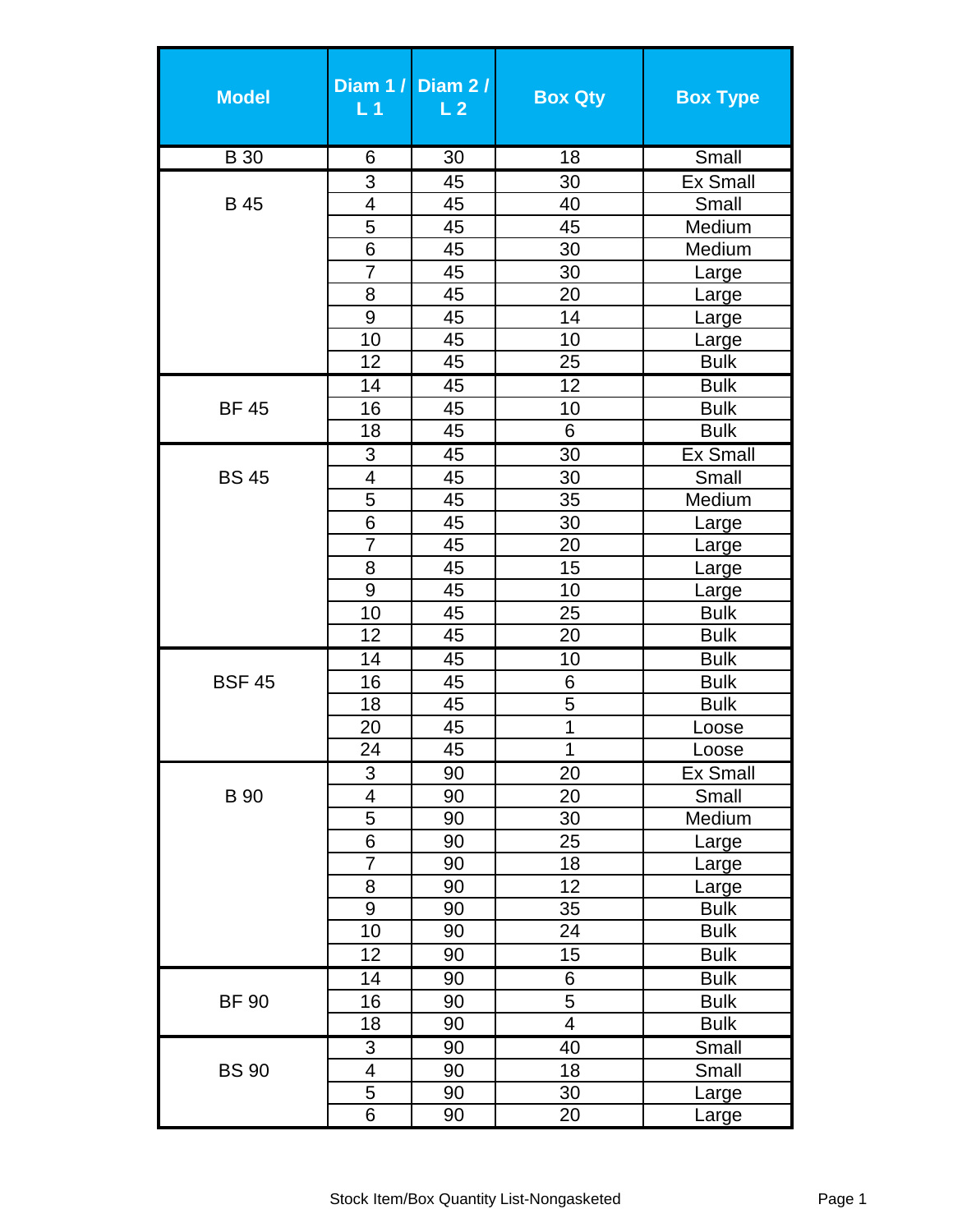| Model | Diam 1 / L 1 | Diam 2 / L 2 | Box Qty | Box Type |
|---|---|---|---|---|
| B 30 | 6 | 30 | 18 | Small |
| B 45 | 3 | 45 | 30 | Ex Small |
| | 4 | 45 | 40 | Small |
| | 5 | 45 | 45 | Medium |
| | 6 | 45 | 30 | Medium |
| | 7 | 45 | 30 | Large |
| | 8 | 45 | 20 | Large |
| | 9 | 45 | 14 | Large |
| | 10 | 45 | 10 | Large |
| | 12 | 45 | 25 | Bulk |
| BF 45 | 14 | 45 | 12 | Bulk |
| | 16 | 45 | 10 | Bulk |
| | 18 | 45 | 6 | Bulk |
| BS 45 | 3 | 45 | 30 | Ex Small |
| | 4 | 45 | 30 | Small |
| | 5 | 45 | 35 | Medium |
| | 6 | 45 | 30 | Large |
| | 7 | 45 | 20 | Large |
| | 8 | 45 | 15 | Large |
| | 9 | 45 | 10 | Large |
| | 10 | 45 | 25 | Bulk |
| | 12 | 45 | 20 | Bulk |
| BSF 45 | 14 | 45 | 10 | Bulk |
| | 16 | 45 | 6 | Bulk |
| | 18 | 45 | 5 | Bulk |
| | 20 | 45 | 1 | Loose |
| | 24 | 45 | 1 | Loose |
| B 90 | 3 | 90 | 20 | Ex Small |
| | 4 | 90 | 20 | Small |
| | 5 | 90 | 30 | Medium |
| | 6 | 90 | 25 | Large |
| | 7 | 90 | 18 | Large |
| | 8 | 90 | 12 | Large |
| | 9 | 90 | 35 | Bulk |
| | 10 | 90 | 24 | Bulk |
| | 12 | 90 | 15 | Bulk |
| BF 90 | 14 | 90 | 6 | Bulk |
| | 16 | 90 | 5 | Bulk |
| | 18 | 90 | 4 | Bulk |
| BS 90 | 3 | 90 | 40 | Small |
| | 4 | 90 | 18 | Small |
| | 5 | 90 | 30 | Large |
| | 6 | 90 | 20 | Large |

Stock Item/Box Quantity List-Nongasketed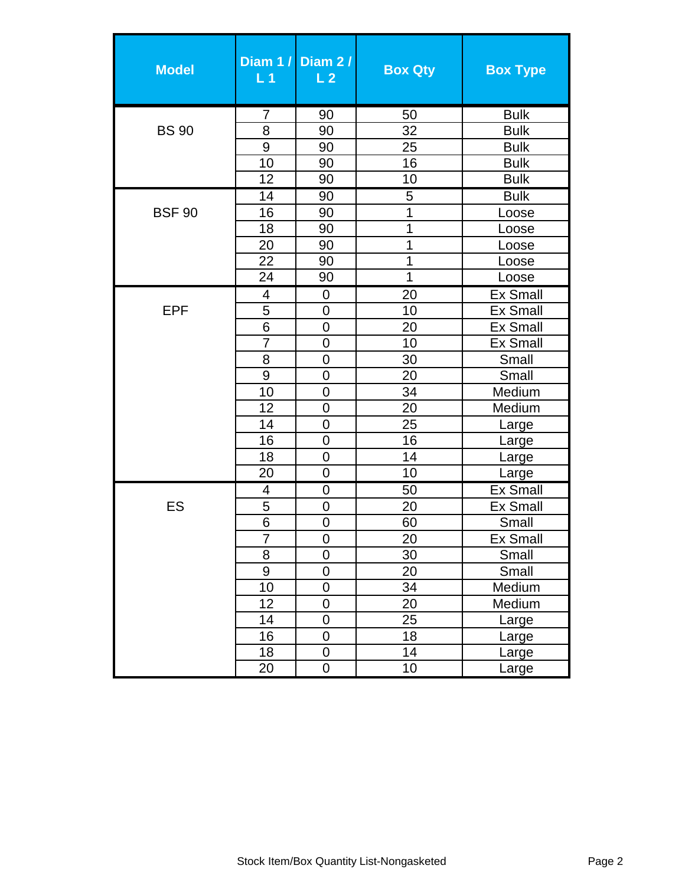| Model | Diam 1 / L 1 | Diam 2 / L 2 | Box Qty | Box Type |
|---|---|---|---|---|
| BS 90 | 7 | 90 | 50 | Bulk |
| | 8 | 90 | 32 | Bulk |
| | 9 | 90 | 25 | Bulk |
| | 10 | 90 | 16 | Bulk |
| | 12 | 90 | 10 | Bulk |
| BSF 90 | 14 | 90 | 5 | Bulk |
| | 16 | 90 | 1 | Loose |
| | 18 | 90 | 1 | Loose |
| | 20 | 90 | 1 | Loose |
| | 22 | 90 | 1 | Loose |
| | 24 | 90 | 1 | Loose |
| EPF | 4 | 0 | 20 | Ex Small |
| | 5 | 0 | 10 | Ex Small |
| | 6 | 0 | 20 | Ex Small |
| | 7 | 0 | 10 | Ex Small |
| | 8 | 0 | 30 | Small |
| | 9 | 0 | 20 | Small |
| | 10 | 0 | 34 | Medium |
| | 12 | 0 | 20 | Medium |
| | 14 | 0 | 25 | Large |
| | 16 | 0 | 16 | Large |
| | 18 | 0 | 14 | Large |
| | 20 | 0 | 10 | Large |
| ES | 4 | 0 | 50 | Ex Small |
| | 5 | 0 | 20 | Ex Small |
| | 6 | 0 | 60 | Small |
| | 7 | 0 | 20 | Ex Small |
| | 8 | 0 | 30 | Small |
| | 9 | 0 | 20 | Small |
| | 10 | 0 | 34 | Medium |
| | 12 | 0 | 20 | Medium |
| | 14 | 0 | 25 | Large |
| | 16 | 0 | 18 | Large |
| | 18 | 0 | 14 | Large |
| | 20 | 0 | 10 | Large |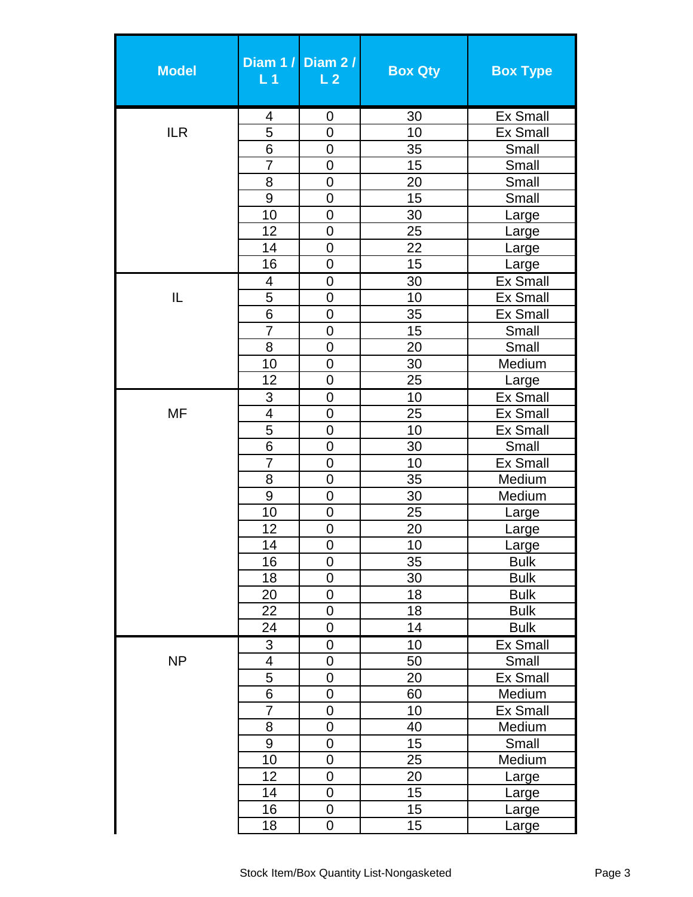| Model | Diam 1 / L 1 | Diam 2 / L 2 | Box Qty | Box Type |
|---|---|---|---|---|
| ILR | 4 | 0 | 30 | Ex Small |
| | 5 | 0 | 10 | Ex Small |
| | 6 | 0 | 35 | Small |
| | 7 | 0 | 15 | Small |
| | 8 | 0 | 20 | Small |
| | 9 | 0 | 15 | Small |
| | 10 | 0 | 30 | Large |
| | 12 | 0 | 25 | Large |
| | 14 | 0 | 22 | Large |
| | 16 | 0 | 15 | Large |
| IL | 4 | 0 | 30 | Ex Small |
| | 5 | 0 | 10 | Ex Small |
| | 6 | 0 | 35 | Ex Small |
| | 7 | 0 | 15 | Small |
| | 8 | 0 | 20 | Small |
| | 10 | 0 | 30 | Medium |
| | 12 | 0 | 25 | Large |
| MF | 3 | 0 | 10 | Ex Small |
| | 4 | 0 | 25 | Ex Small |
| | 5 | 0 | 10 | Ex Small |
| | 6 | 0 | 30 | Small |
| | 7 | 0 | 10 | Ex Small |
| | 8 | 0 | 35 | Medium |
| | 9 | 0 | 30 | Medium |
| | 10 | 0 | 25 | Large |
| | 12 | 0 | 20 | Large |
| | 14 | 0 | 10 | Large |
| | 16 | 0 | 35 | Bulk |
| | 18 | 0 | 30 | Bulk |
| | 20 | 0 | 18 | Bulk |
| | 22 | 0 | 18 | Bulk |
| | 24 | 0 | 14 | Bulk |
| NP | 3 | 0 | 10 | Ex Small |
| | 4 | 0 | 50 | Small |
| | 5 | 0 | 20 | Ex Small |
| | 6 | 0 | 60 | Medium |
| | 7 | 0 | 10 | Ex Small |
| | 8 | 0 | 40 | Medium |
| | 9 | 0 | 15 | Small |
| | 10 | 0 | 25 | Medium |
| | 12 | 0 | 20 | Large |
| | 14 | 0 | 15 | Large |
| | 16 | 0 | 15 | Large |
| | 18 | 0 | 15 | Large |

Stock Item/Box Quantity List-Nongasketed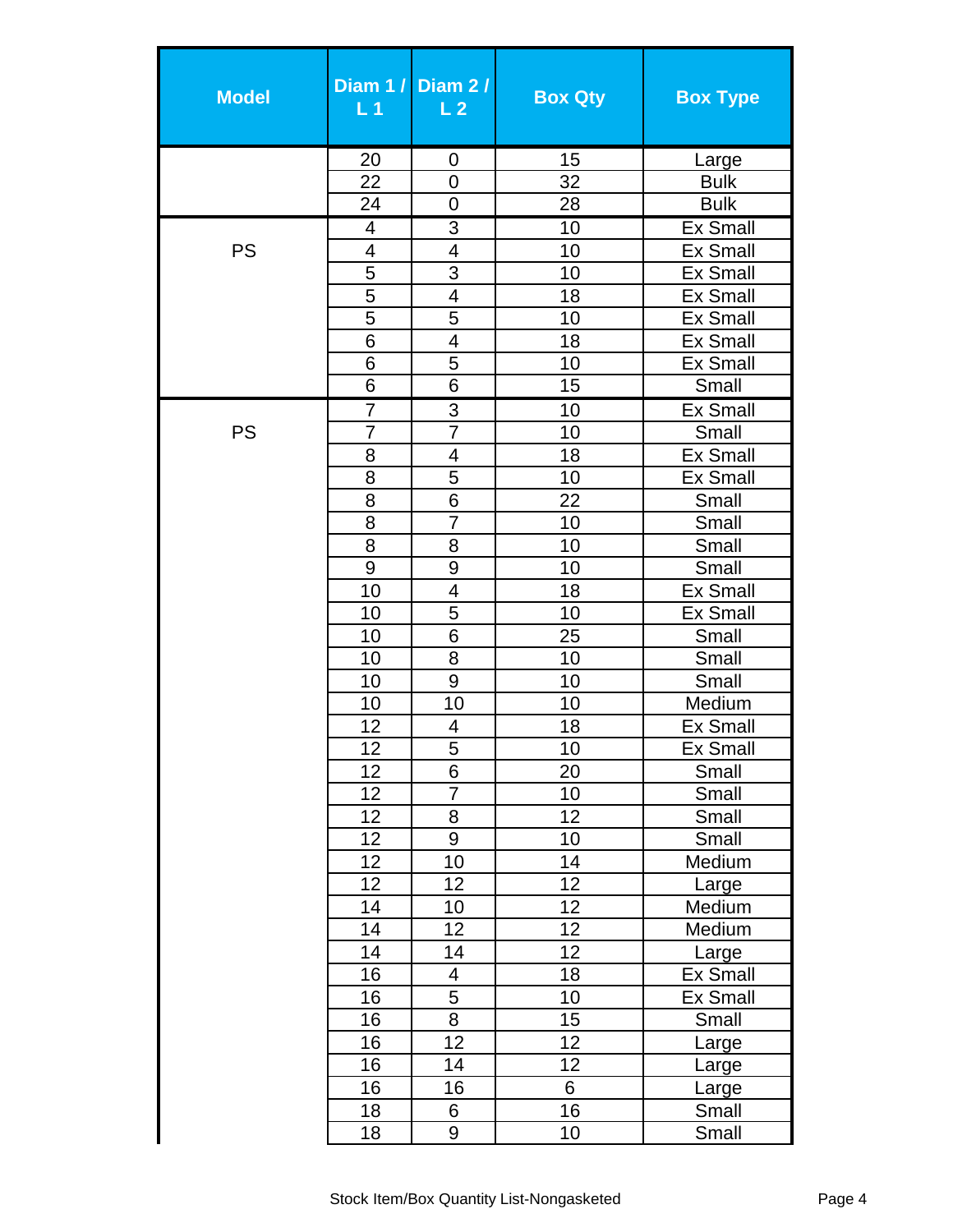| Model | Diam 1 / L 1 | Diam 2 / L 2 | Box Qty | Box Type |
|---|---|---|---|---|
| | 20 | 0 | 15 | Large |
| | 22 | 0 | 32 | Bulk |
| | 24 | 0 | 28 | Bulk |
| PS | 4 | 3 | 10 | Ex Small |
| | 4 | 4 | 10 | Ex Small |
| | 5 | 3 | 10 | Ex Small |
| | 5 | 4 | 18 | Ex Small |
| | 5 | 5 | 10 | Ex Small |
| | 6 | 4 | 18 | Ex Small |
| | 6 | 5 | 10 | Ex Small |
| | 6 | 6 | 15 | Small |
| PS | 7 | 3 | 10 | Ex Small |
| | 7 | 7 | 10 | Small |
| | 8 | 4 | 18 | Ex Small |
| | 8 | 5 | 10 | Ex Small |
| | 8 | 6 | 22 | Small |
| | 8 | 7 | 10 | Small |
| | 8 | 8 | 10 | Small |
| | 9 | 9 | 10 | Small |
| | 10 | 4 | 18 | Ex Small |
| | 10 | 5 | 10 | Ex Small |
| | 10 | 6 | 25 | Small |
| | 10 | 8 | 10 | Small |
| | 10 | 9 | 10 | Small |
| | 10 | 10 | 10 | Medium |
| | 12 | 4 | 18 | Ex Small |
| | 12 | 5 | 10 | Ex Small |
| | 12 | 6 | 20 | Small |
| | 12 | 7 | 10 | Small |
| | 12 | 8 | 12 | Small |
| | 12 | 9 | 10 | Small |
| | 12 | 10 | 14 | Medium |
| | 12 | 12 | 12 | Large |
| | 14 | 10 | 12 | Medium |
| | 14 | 12 | 12 | Medium |
| | 14 | 14 | 12 | Large |
| | 16 | 4 | 18 | Ex Small |
| | 16 | 5 | 10 | Ex Small |
| | 16 | 8 | 15 | Small |
| | 16 | 12 | 12 | Large |
| | 16 | 14 | 12 | Large |
| | 16 | 16 | 6 | Large |
| | 18 | 6 | 16 | Small |
| | 18 | 9 | 10 | Small |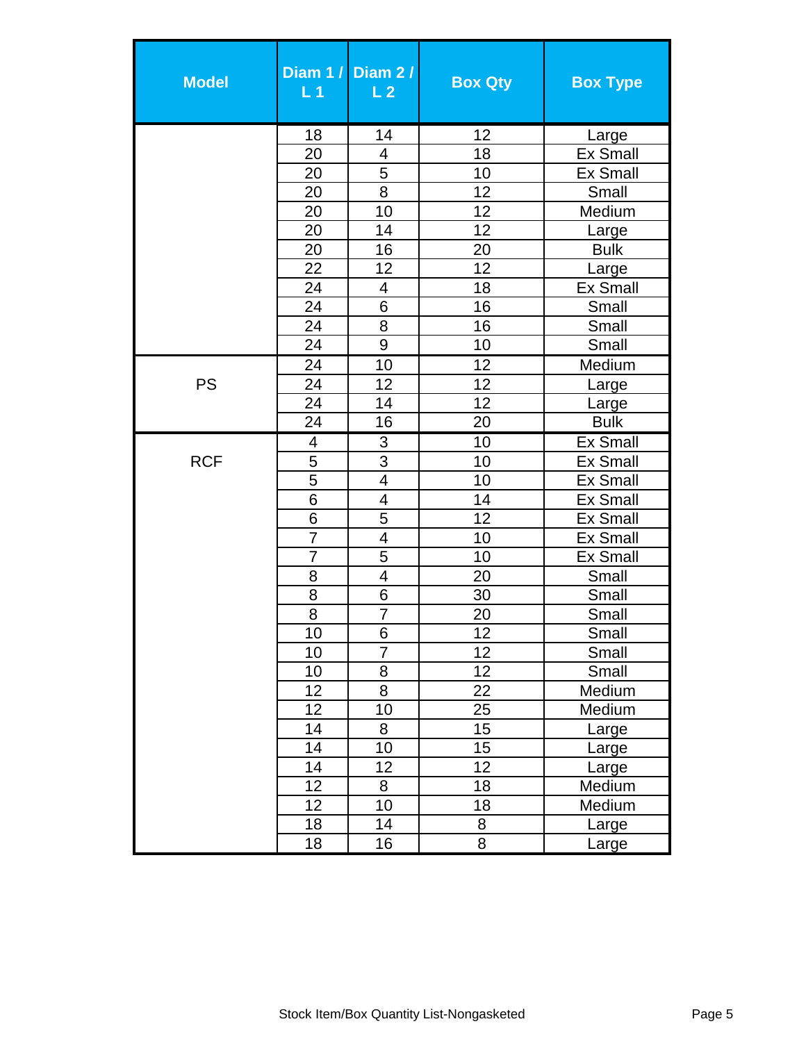| Model | Diam 1 / L 1 | Diam 2 / L 2 | Box Qty | Box Type |
|---|---|---|---|---|
| | 18 | 14 | 12 | Large |
| | 20 | 4 | 18 | Ex Small |
| | 20 | 5 | 10 | Ex Small |
| | 20 | 8 | 12 | Small |
| | 20 | 10 | 12 | Medium |
| | 20 | 14 | 12 | Large |
| | 20 | 16 | 20 | Bulk |
| | 22 | 12 | 12 | Large |
| | 24 | 4 | 18 | Ex Small |
| | 24 | 6 | 16 | Small |
| | 24 | 8 | 16 | Small |
| | 24 | 9 | 10 | Small |
| PS | 24 | 10 | 12 | Medium |
| | 24 | 12 | 12 | Large |
| | 24 | 14 | 12 | Large |
| | 24 | 16 | 20 | Bulk |
| RCF | 4 | 3 | 10 | Ex Small |
| | 5 | 3 | 10 | Ex Small |
| | 5 | 4 | 10 | Ex Small |
| | 6 | 4 | 14 | Ex Small |
| | 6 | 5 | 12 | Ex Small |
| | 7 | 4 | 10 | Ex Small |
| | 7 | 5 | 10 | Ex Small |
| | 8 | 4 | 20 | Small |
| | 8 | 6 | 30 | Small |
| | 8 | 7 | 20 | Small |
| | 10 | 6 | 12 | Small |
| | 10 | 7 | 12 | Small |
| | 10 | 8 | 12 | Small |
| | 12 | 8 | 22 | Medium |
| | 12 | 10 | 25 | Medium |
| | 14 | 8 | 15 | Large |
| | 14 | 10 | 15 | Large |
| | 14 | 12 | 12 | Large |
| | 12 | 8 | 18 | Medium |
| | 12 | 10 | 18 | Medium |
| | 18 | 14 | 8 | Large |
| | 18 | 16 | 8 | Large |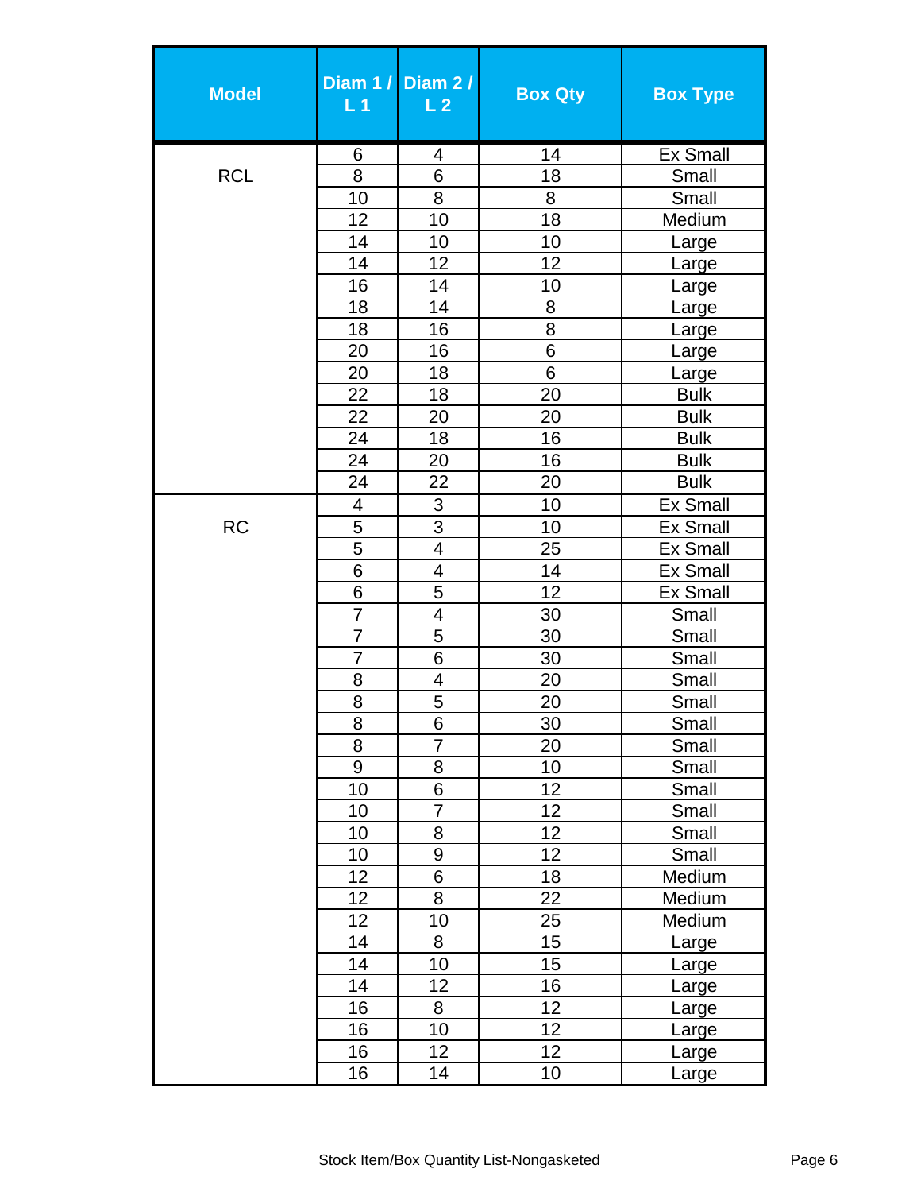| Model | Diam 1 / L 1 | Diam 2 / L 2 | Box Qty | Box Type |
|---|---|---|---|---|
| RCL | 6 | 4 | 14 | Ex Small |
| | 8 | 6 | 18 | Small |
| | 10 | 8 | 8 | Small |
| | 12 | 10 | 18 | Medium |
| | 14 | 10 | 10 | Large |
| | 14 | 12 | 12 | Large |
| | 16 | 14 | 10 | Large |
| | 18 | 14 | 8 | Large |
| | 18 | 16 | 8 | Large |
| | 20 | 16 | 6 | Large |
| | 20 | 18 | 6 | Large |
| | 22 | 18 | 20 | Bulk |
| | 22 | 20 | 20 | Bulk |
| | 24 | 18 | 16 | Bulk |
| | 24 | 20 | 16 | Bulk |
| | 24 | 22 | 20 | Bulk |
| RC | 4 | 3 | 10 | Ex Small |
| | 5 | 3 | 10 | Ex Small |
| | 5 | 4 | 25 | Ex Small |
| | 6 | 4 | 14 | Ex Small |
| | 6 | 5 | 12 | Ex Small |
| | 7 | 4 | 30 | Small |
| | 7 | 5 | 30 | Small |
| | 7 | 6 | 30 | Small |
| | 8 | 4 | 20 | Small |
| | 8 | 5 | 20 | Small |
| | 8 | 6 | 30 | Small |
| | 8 | 7 | 20 | Small |
| | 9 | 8 | 10 | Small |
| | 10 | 6 | 12 | Small |
| | 10 | 7 | 12 | Small |
| | 10 | 8 | 12 | Small |
| | 10 | 9 | 12 | Small |
| | 12 | 6 | 18 | Medium |
| | 12 | 8 | 22 | Medium |
| | 12 | 10 | 25 | Medium |
| | 14 | 8 | 15 | Large |
| | 14 | 10 | 15 | Large |
| | 14 | 12 | 16 | Large |
| | 16 | 8 | 12 | Large |
| | 16 | 10 | 12 | Large |
| | 16 | 12 | 12 | Large |
| | 16 | 14 | 10 | Large |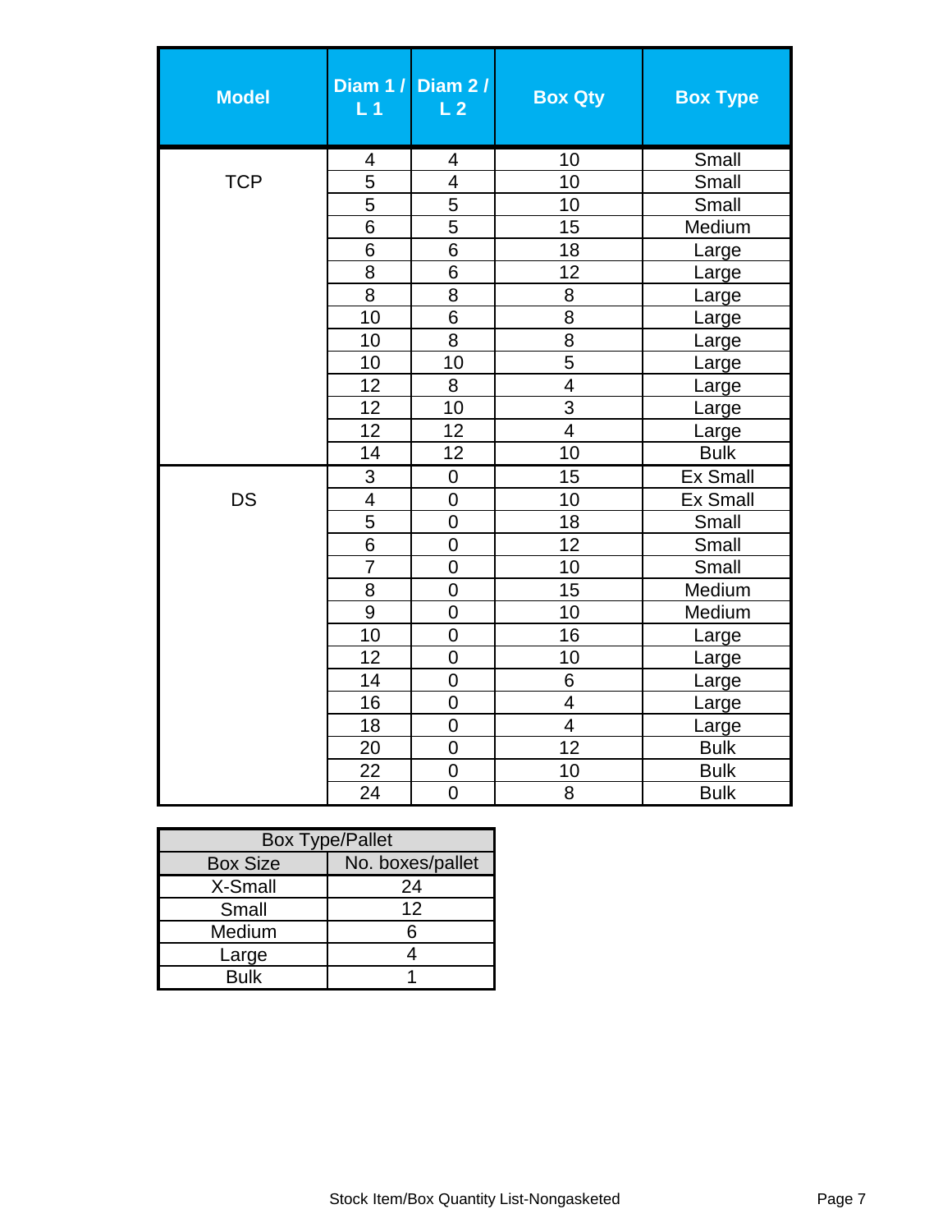| Model | Diam 1 / L 1 | Diam 2 / L 2 | Box Qty | Box Type |
|---|---|---|---|---|
| TCP | 4 | 4 | 10 | Small |
| | 5 | 4 | 10 | Small |
| | 5 | 5 | 10 | Small |
| | 6 | 5 | 15 | Medium |
| | 6 | 6 | 18 | Large |
| | 8 | 6 | 12 | Large |
| | 8 | 8 | 8 | Large |
| | 10 | 6 | 8 | Large |
| | 10 | 8 | 8 | Large |
| | 10 | 10 | 5 | Large |
| | 12 | 8 | 4 | Large |
| | 12 | 10 | 3 | Large |
| | 12 | 12 | 4 | Large |
| | 14 | 12 | 10 | Bulk |
| DS | 3 | 0 | 15 | Ex Small |
| | 4 | 0 | 10 | Ex Small |
| | 5 | 0 | 18 | Small |
| | 6 | 0 | 12 | Small |
| | 7 | 0 | 10 | Small |
| | 8 | 0 | 15 | Medium |
| | 9 | 0 | 10 | Medium |
| | 10 | 0 | 16 | Large |
| | 12 | 0 | 10 | Large |
| | 14 | 0 | 6 | Large |
| | 16 | 0 | 4 | Large |
| | 18 | 0 | 4 | Large |
| | 20 | 0 | 12 | Bulk |
| | 22 | 0 | 10 | Bulk |
| | 24 | 0 | 8 | Bulk |

| Box Type/Pallet | |
|---|---|
| Box Size | No. boxes/pallet |
| X-Small | 24 |
| Small | 12 |
| Medium | 6 |
| Large | 4 |
| Bulk | 1 |

Stock Item/Box Quantity List-Nongasketed